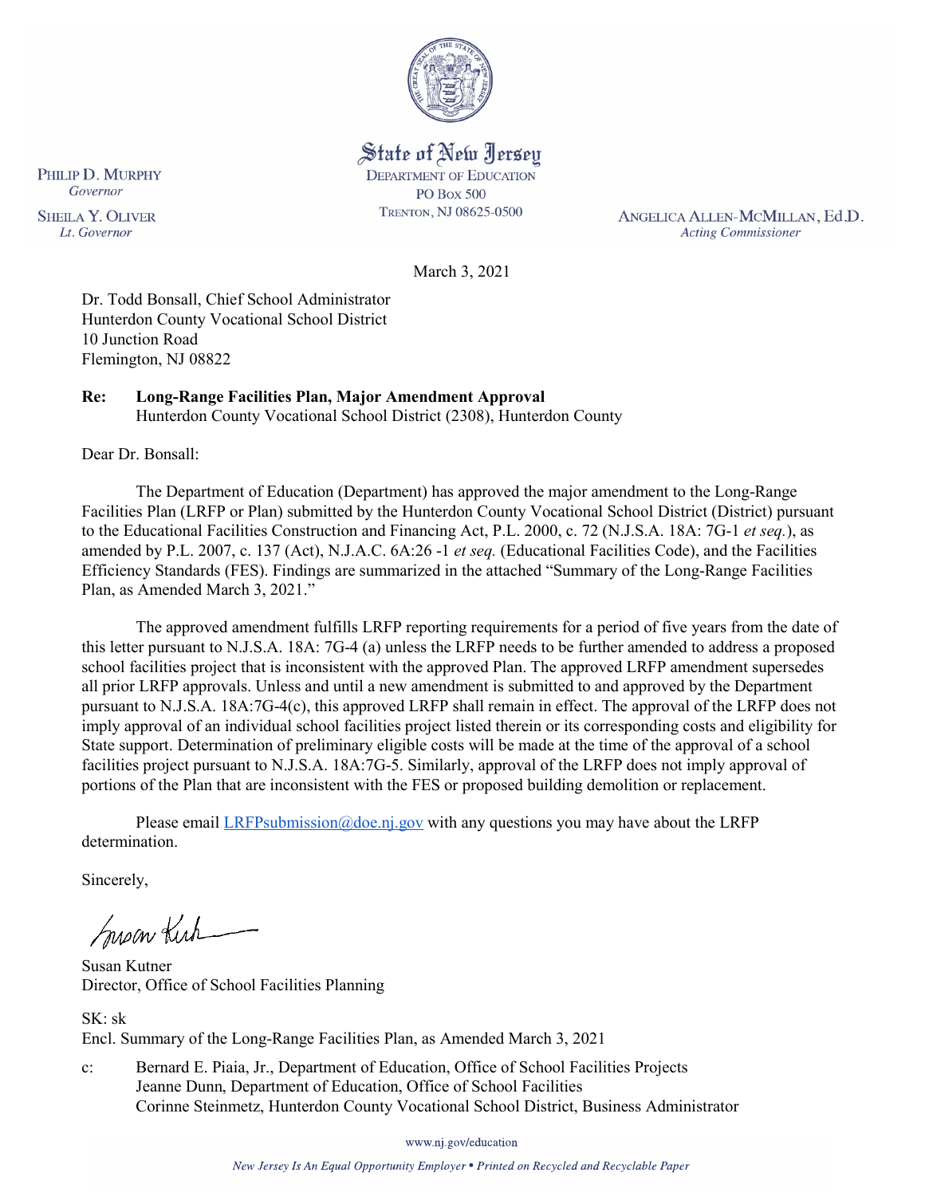State of New Jersey
DEPARTMENT OF EDUCATION
PO BOX 500
TRENTON, NJ 08625-0500

PHILIP D. MURPHY
*Governor*

SHEILA Y. OLIVER
*Lt. Governor*

ANGELICA ALLEN-MCMILLAN, Ed.D.
*Acting Commissioner*

March 3, 2021

Dr. Todd Bonsall, Chief School Administrator
Hunterdon County Vocational School District
10 Junction Road
Flemington, NJ 08822

**Re: Long-Range Facilities Plan, Major Amendment Approval**
Hunterdon County Vocational School District (2308), Hunterdon County

Dear Dr. Bonsall:

The Department of Education (Department) has approved the major amendment to the Long-Range Facilities Plan (LRFP or Plan) submitted by the Hunterdon County Vocational School District (District) pursuant to the Educational Facilities Construction and Financing Act, P.L. 2000, c. 72 (N.J.S.A. 18A: 7G-1 *et seq.*), as amended by P.L. 2007, c. 137 (Act), N.J.A.C. 6A:26 -1 *et seq.* (Educational Facilities Code), and the Facilities Efficiency Standards (FES). Findings are summarized in the attached "Summary of the Long-Range Facilities Plan, as Amended March 3, 2021."

The approved amendment fulfills LRFP reporting requirements for a period of five years from the date of this letter pursuant to N.J.S.A. 18A: 7G-4 (a) unless the LRFP needs to be further amended to address a proposed school facilities project that is inconsistent with the approved Plan. The approved LRFP amendment supersedes all prior LRFP approvals. Unless and until a new amendment is submitted to and approved by the Department pursuant to N.J.S.A. 18A:7G-4(c), this approved LRFP shall remain in effect. The approval of the LRFP does not imply approval of an individual school facilities project listed therein or its corresponding costs and eligibility for State support. Determination of preliminary eligible costs will be made at the time of the approval of a school facilities project pursuant to N.J.S.A. 18A:7G-5. Similarly, approval of the LRFP does not imply approval of portions of the Plan that are inconsistent with the FES or proposed building demolition or replacement.

Please email LRFPsubmission@doe.nj.gov with any questions you may have about the LRFP determination.

Sincerely,

Susan Kutner
Director, Office of School Facilities Planning

SK: sk
Encl. Summary of the Long-Range Facilities Plan, as Amended March 3, 2021

c: Bernard E. Piaia, Jr., Department of Education, Office of School Facilities Projects
Jeanne Dunn, Department of Education, Office of School Facilities
Corinne Steinmetz, Hunterdon County Vocational School District, Business Administrator

www.nj.gov/education

*New Jersey Is An Equal Opportunity Employer • Printed on Recycled and Recyclable Paper*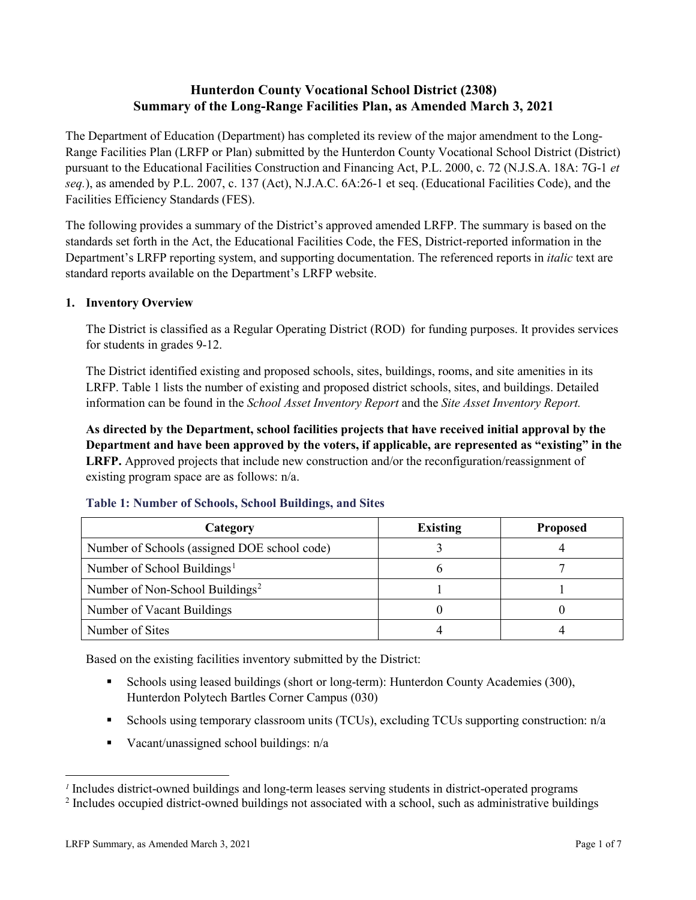# Hunterdon County Vocational School District (2308)
# Summary of the Long-Range Facilities Plan, as Amended March 3, 2021

The Department of Education (Department) has completed its review of the major amendment to the Long-Range Facilities Plan (LRFP or Plan) submitted by the Hunterdon County Vocational School District (District) pursuant to the Educational Facilities Construction and Financing Act, P.L. 2000, c. 72 (N.J.S.A. 18A: 7G-1 *et seq.*), as amended by P.L. 2007, c. 137 (Act), N.J.A.C. 6A:26-1 et seq. (Educational Facilities Code), and the Facilities Efficiency Standards (FES).

The following provides a summary of the District's approved amended LRFP. The summary is based on the standards set forth in the Act, the Educational Facilities Code, the FES, District-reported information in the Department's LRFP reporting system, and supporting documentation. The referenced reports in *italic* text are standard reports available on the Department's LRFP website.

## 1. Inventory Overview

The District is classified as a Regular Operating District (ROD) for funding purposes. It provides services for students in grades 9-12.

The District identified existing and proposed schools, sites, buildings, rooms, and site amenities in its LRFP. Table 1 lists the number of existing and proposed district schools, sites, and buildings. Detailed information can be found in the *School Asset Inventory Report* and the *Site Asset Inventory Report.*

**As directed by the Department, school facilities projects that have received initial approval by the Department and have been approved by the voters, if applicable, are represented as "existing" in the LRFP.** Approved projects that include new construction and/or the reconfiguration/reassignment of existing program space are as follows: n/a.

### Table 1: Number of Schools, School Buildings, and Sites

| Category | Existing | Proposed |
|---|---|---|
| Number of Schools (assigned DOE school code) | 3 | 4 |
| Number of School Buildings[1] | 6 | 7 |
| Number of Non-School Buildings[2] | 1 | 1 |
| Number of Vacant Buildings | 0 | 0 |
| Number of Sites | 4 | 4 |

Based on the existing facilities inventory submitted by the District:

- Schools using leased buildings (short or long-term): Hunterdon County Academies (300), Hunterdon Polytech Bartles Corner Campus (030)
- Schools using temporary classroom units (TCUs), excluding TCUs supporting construction: n/a
- Vacant/unassigned school buildings: n/a

[1] Includes district-owned buildings and long-term leases serving students in district-operated programs

[2] Includes occupied district-owned buildings not associated with a school, such as administrative buildings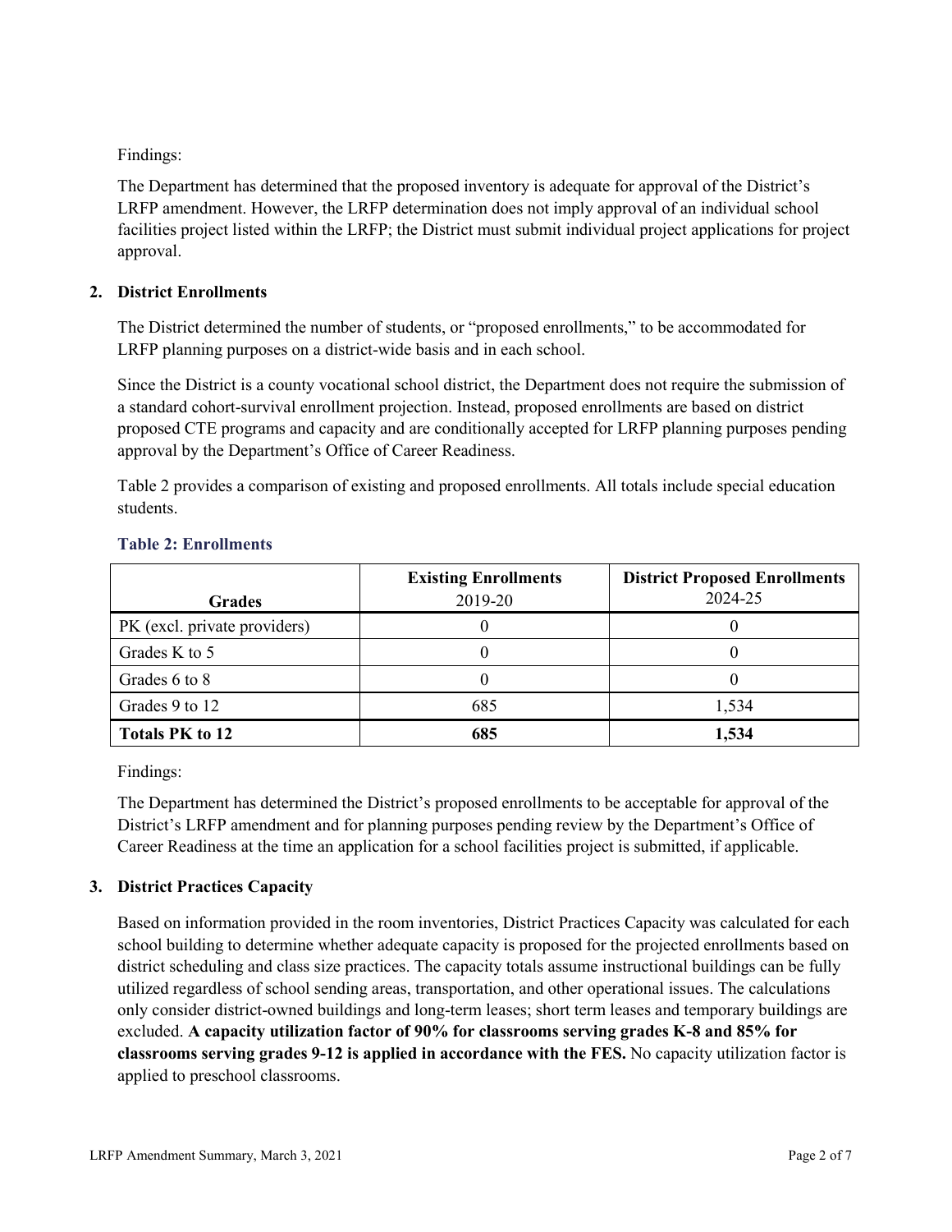Findings:

The Department has determined that the proposed inventory is adequate for approval of the District's LRFP amendment. However, the LRFP determination does not imply approval of an individual school facilities project listed within the LRFP; the District must submit individual project applications for project approval.

## 2. District Enrollments

The District determined the number of students, or "proposed enrollments," to be accommodated for LRFP planning purposes on a district-wide basis and in each school.

Since the District is a county vocational school district, the Department does not require the submission of a standard cohort-survival enrollment projection. Instead, proposed enrollments are based on district proposed CTE programs and capacity and are conditionally accepted for LRFP planning purposes pending approval by the Department's Office of Career Readiness.

Table 2 provides a comparison of existing and proposed enrollments. All totals include special education students.

**Table 2: Enrollments**

| Grades | **Existing Enrollments** 2019-20 | **District Proposed Enrollments** 2024-25 |
|---|---|---|
| PK (excl. private providers) | 0 | 0 |
| Grades K to 5 | 0 | 0 |
| Grades 6 to 8 | 0 | 0 |
| Grades 9 to 12 | 685 | 1,534 |
| **Totals PK to 12** | **685** | **1,534** |

Findings:

The Department has determined the District's proposed enrollments to be acceptable for approval of the District's LRFP amendment and for planning purposes pending review by the Department's Office of Career Readiness at the time an application for a school facilities project is submitted, if applicable.

## 3. District Practices Capacity

Based on information provided in the room inventories, District Practices Capacity was calculated for each school building to determine whether adequate capacity is proposed for the projected enrollments based on district scheduling and class size practices. The capacity totals assume instructional buildings can be fully utilized regardless of school sending areas, transportation, and other operational issues. The calculations only consider district-owned buildings and long-term leases; short term leases and temporary buildings are excluded. **A capacity utilization factor of 90% for classrooms serving grades K-8 and 85% for classrooms serving grades 9-12 is applied in accordance with the FES.** No capacity utilization factor is applied to preschool classrooms.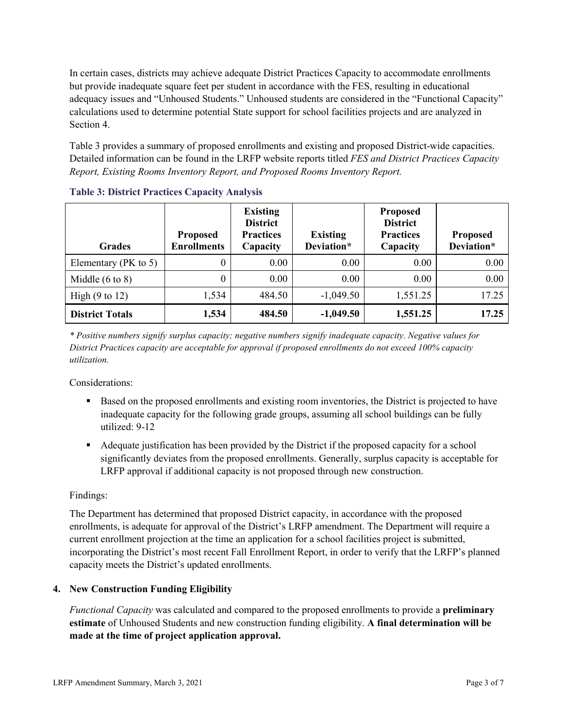In certain cases, districts may achieve adequate District Practices Capacity to accommodate enrollments but provide inadequate square feet per student in accordance with the FES, resulting in educational adequacy issues and "Unhoused Students." Unhoused students are considered in the "Functional Capacity" calculations used to determine potential State support for school facilities projects and are analyzed in Section 4.

Table 3 provides a summary of proposed enrollments and existing and proposed District-wide capacities. Detailed information can be found in the LRFP website reports titled *FES and District Practices Capacity Report, Existing Rooms Inventory Report, and Proposed Rooms Inventory Report.*

**Table 3: District Practices Capacity Analysis**

| Grades | Proposed Enrollments | Existing District Practices Capacity | Existing Deviation* | Proposed District Practices Capacity | Proposed Deviation* |
|---|---|---|---|---|---|
| Elementary (PK to 5) | 0 | 0.00 | 0.00 | 0.00 | 0.00 |
| Middle (6 to 8) | 0 | 0.00 | 0.00 | 0.00 | 0.00 |
| High (9 to 12) | 1,534 | 484.50 | -1,049.50 | 1,551.25 | 17.25 |
| **District Totals** | **1,534** | **484.50** | **-1,049.50** | **1,551.25** | **17.25** |

*\* Positive numbers signify surplus capacity; negative numbers signify inadequate capacity. Negative values for District Practices capacity are acceptable for approval if proposed enrollments do not exceed 100% capacity utilization.*

Considerations:

- Based on the proposed enrollments and existing room inventories, the District is projected to have inadequate capacity for the following grade groups, assuming all school buildings can be fully utilized: 9-12
- Adequate justification has been provided by the District if the proposed capacity for a school significantly deviates from the proposed enrollments. Generally, surplus capacity is acceptable for LRFP approval if additional capacity is not proposed through new construction.

Findings:

The Department has determined that proposed District capacity, in accordance with the proposed enrollments, is adequate for approval of the District's LRFP amendment. The Department will require a current enrollment projection at the time an application for a school facilities project is submitted, incorporating the District's most recent Fall Enrollment Report, in order to verify that the LRFP's planned capacity meets the District's updated enrollments.

## 4. New Construction Funding Eligibility

*Functional Capacity* was calculated and compared to the proposed enrollments to provide a **preliminary estimate** of Unhoused Students and new construction funding eligibility. **A final determination will be made at the time of project application approval.**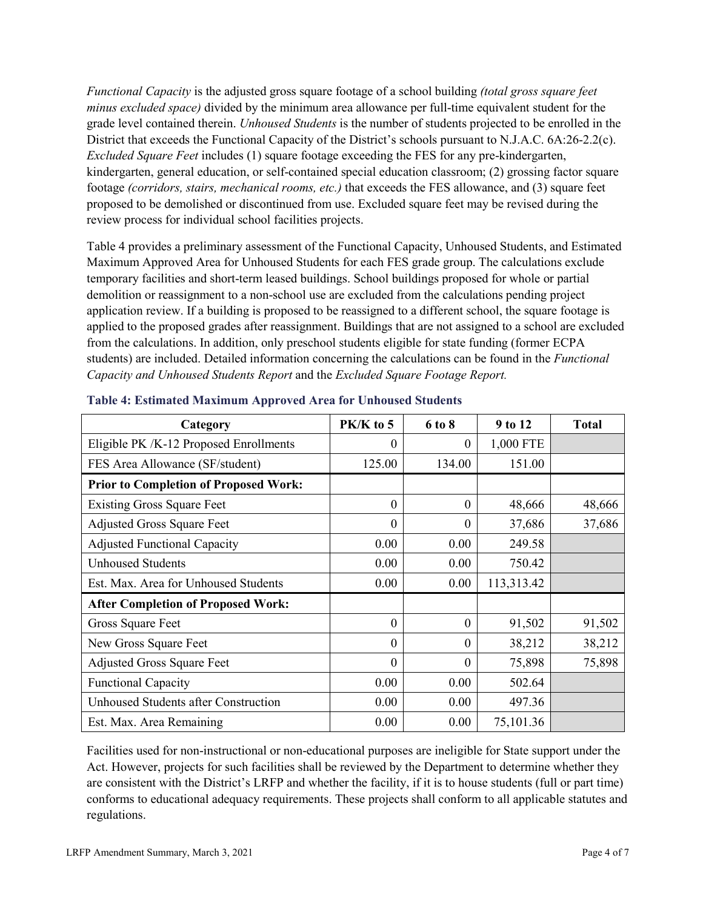*Functional Capacity* is the adjusted gross square footage of a school building *(total gross square feet minus excluded space)* divided by the minimum area allowance per full-time equivalent student for the grade level contained therein. *Unhoused Students* is the number of students projected to be enrolled in the District that exceeds the Functional Capacity of the District's schools pursuant to N.J.A.C. 6A:26-2.2(c). *Excluded Square Feet* includes (1) square footage exceeding the FES for any pre-kindergarten, kindergarten, general education, or self-contained special education classroom; (2) grossing factor square footage *(corridors, stairs, mechanical rooms, etc.)* that exceeds the FES allowance, and (3) square feet proposed to be demolished or discontinued from use. Excluded square feet may be revised during the review process for individual school facilities projects.

Table 4 provides a preliminary assessment of the Functional Capacity, Unhoused Students, and Estimated Maximum Approved Area for Unhoused Students for each FES grade group. The calculations exclude temporary facilities and short-term leased buildings. School buildings proposed for whole or partial demolition or reassignment to a non-school use are excluded from the calculations pending project application review. If a building is proposed to be reassigned to a different school, the square footage is applied to the proposed grades after reassignment. Buildings that are not assigned to a school are excluded from the calculations. In addition, only preschool students eligible for state funding (former ECPA students) are included. Detailed information concerning the calculations can be found in the *Functional Capacity and Unhoused Students Report* and the *Excluded Square Footage Report.*

**Table 4: Estimated Maximum Approved Area for Unhoused Students**

| Category | PK/K to 5 | 6 to 8 | 9 to 12 | Total |
|---|---|---|---|---|
| Eligible PK /K-12 Proposed Enrollments | 0 | 0 | 1,000 FTE | |
| FES Area Allowance (SF/student) | 125.00 | 134.00 | 151.00 | |
| **Prior to Completion of Proposed Work:** | | | | |
| Existing Gross Square Feet | 0 | 0 | 48,666 | 48,666 |
| Adjusted Gross Square Feet | 0 | 0 | 37,686 | 37,686 |
| Adjusted Functional Capacity | 0.00 | 0.00 | 249.58 | |
| Unhoused Students | 0.00 | 0.00 | 750.42 | |
| Est. Max. Area for Unhoused Students | 0.00 | 0.00 | 113,313.42 | |
| **After Completion of Proposed Work:** | | | | |
| Gross Square Feet | 0 | 0 | 91,502 | 91,502 |
| New Gross Square Feet | 0 | 0 | 38,212 | 38,212 |
| Adjusted Gross Square Feet | 0 | 0 | 75,898 | 75,898 |
| Functional Capacity | 0.00 | 0.00 | 502.64 | |
| Unhoused Students after Construction | 0.00 | 0.00 | 497.36 | |
| Est. Max. Area Remaining | 0.00 | 0.00 | 75,101.36 | |

Facilities used for non-instructional or non-educational purposes are ineligible for State support under the Act. However, projects for such facilities shall be reviewed by the Department to determine whether they are consistent with the District's LRFP and whether the facility, if it is to house students (full or part time) conforms to educational adequacy requirements. These projects shall conform to all applicable statutes and regulations.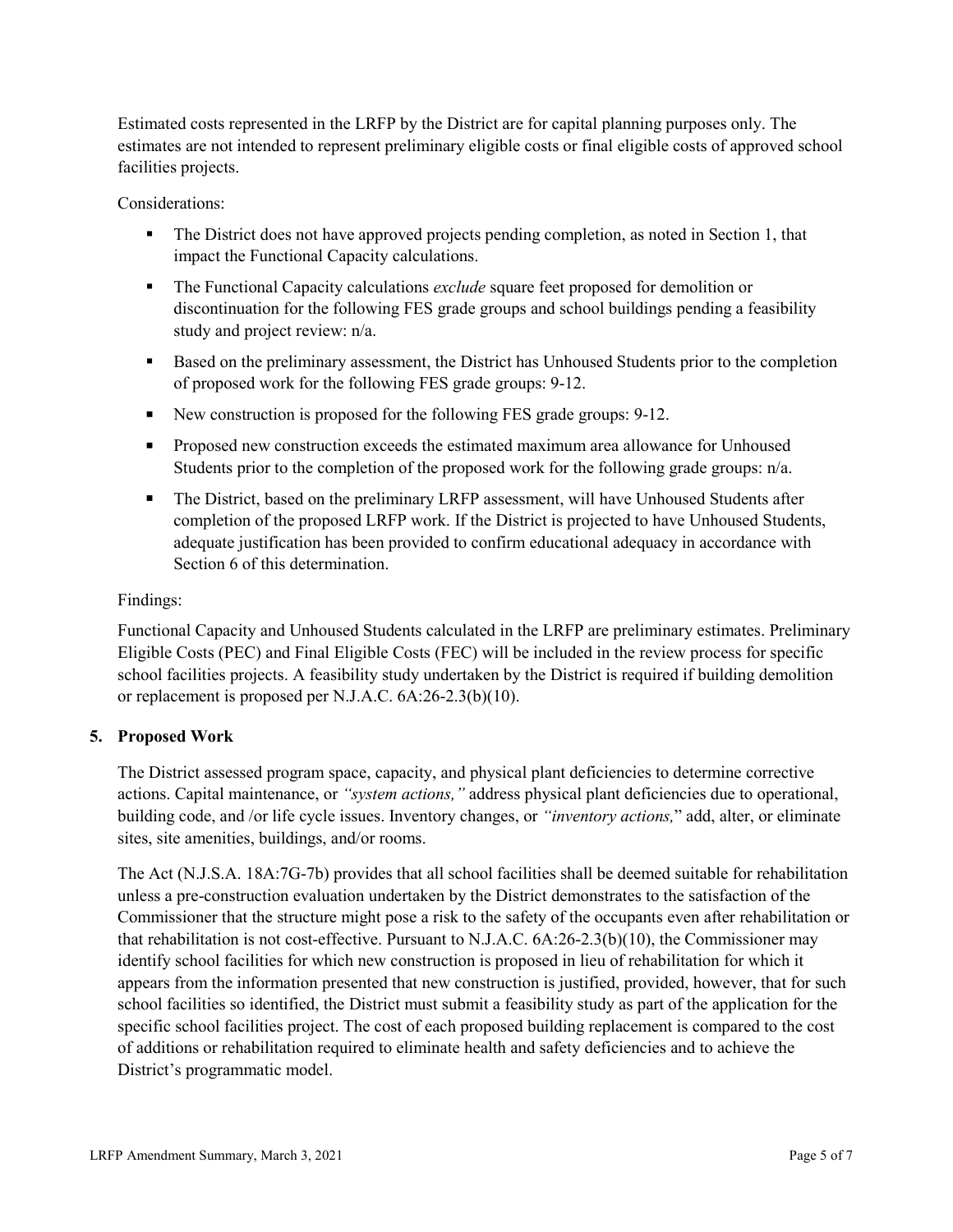Estimated costs represented in the LRFP by the District are for capital planning purposes only. The estimates are not intended to represent preliminary eligible costs or final eligible costs of approved school facilities projects.

Considerations:

- The District does not have approved projects pending completion, as noted in Section 1, that impact the Functional Capacity calculations.
- The Functional Capacity calculations *exclude* square feet proposed for demolition or discontinuation for the following FES grade groups and school buildings pending a feasibility study and project review: n/a.
- Based on the preliminary assessment, the District has Unhoused Students prior to the completion of proposed work for the following FES grade groups: 9-12.
- New construction is proposed for the following FES grade groups: 9-12.
- Proposed new construction exceeds the estimated maximum area allowance for Unhoused Students prior to the completion of the proposed work for the following grade groups: n/a.
- The District, based on the preliminary LRFP assessment, will have Unhoused Students after completion of the proposed LRFP work. If the District is projected to have Unhoused Students, adequate justification has been provided to confirm educational adequacy in accordance with Section 6 of this determination.

Findings:

Functional Capacity and Unhoused Students calculated in the LRFP are preliminary estimates. Preliminary Eligible Costs (PEC) and Final Eligible Costs (FEC) will be included in the review process for specific school facilities projects. A feasibility study undertaken by the District is required if building demolition or replacement is proposed per N.J.A.C. 6A:26-2.3(b)(10).

## 5. Proposed Work

The District assessed program space, capacity, and physical plant deficiencies to determine corrective actions. Capital maintenance, or *"system actions,"* address physical plant deficiencies due to operational, building code, and /or life cycle issues. Inventory changes, or *"inventory actions,"* add, alter, or eliminate sites, site amenities, buildings, and/or rooms.

The Act (N.J.S.A. 18A:7G-7b) provides that all school facilities shall be deemed suitable for rehabilitation unless a pre-construction evaluation undertaken by the District demonstrates to the satisfaction of the Commissioner that the structure might pose a risk to the safety of the occupants even after rehabilitation or that rehabilitation is not cost-effective. Pursuant to N.J.A.C. 6A:26-2.3(b)(10), the Commissioner may identify school facilities for which new construction is proposed in lieu of rehabilitation for which it appears from the information presented that new construction is justified, provided, however, that for such school facilities so identified, the District must submit a feasibility study as part of the application for the specific school facilities project. The cost of each proposed building replacement is compared to the cost of additions or rehabilitation required to eliminate health and safety deficiencies and to achieve the District's programmatic model.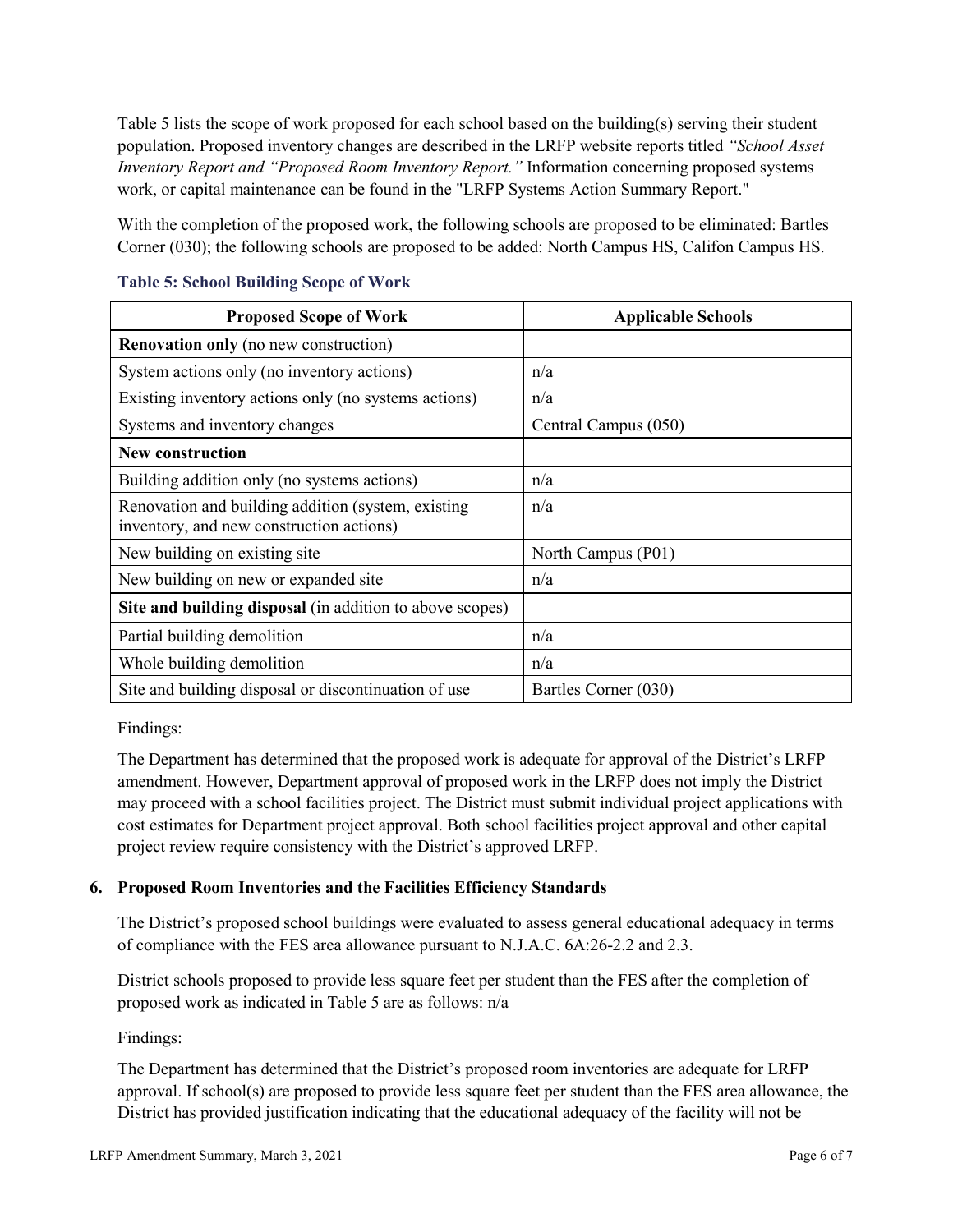Table 5 lists the scope of work proposed for each school based on the building(s) serving their student population. Proposed inventory changes are described in the LRFP website reports titled *"School Asset Inventory Report and "Proposed Room Inventory Report."* Information concerning proposed systems work, or capital maintenance can be found in the "LRFP Systems Action Summary Report."

With the completion of the proposed work, the following schools are proposed to be eliminated: Bartles Corner (030); the following schools are proposed to be added: North Campus HS, Califon Campus HS.

**Table 5: School Building Scope of Work**

| Proposed Scope of Work | Applicable Schools |
|---|---|
| **Renovation only** (no new construction) | |
| System actions only (no inventory actions) | n/a |
| Existing inventory actions only (no systems actions) | n/a |
| Systems and inventory changes | Central Campus (050) |
| **New construction** | |
| Building addition only (no systems actions) | n/a |
| Renovation and building addition (system, existing inventory, and new construction actions) | n/a |
| New building on existing site | North Campus (P01) |
| New building on new or expanded site | n/a |
| **Site and building disposal** (in addition to above scopes) | |
| Partial building demolition | n/a |
| Whole building demolition | n/a |
| Site and building disposal or discontinuation of use | Bartles Corner (030) |

Findings:

The Department has determined that the proposed work is adequate for approval of the District's LRFP amendment. However, Department approval of proposed work in the LRFP does not imply the District may proceed with a school facilities project. The District must submit individual project applications with cost estimates for Department project approval. Both school facilities project approval and other capital project review require consistency with the District's approved LRFP.

## 6. Proposed Room Inventories and the Facilities Efficiency Standards

The District's proposed school buildings were evaluated to assess general educational adequacy in terms of compliance with the FES area allowance pursuant to N.J.A.C. 6A:26-2.2 and 2.3.

District schools proposed to provide less square feet per student than the FES after the completion of proposed work as indicated in Table 5 are as follows: n/a

Findings:

The Department has determined that the District's proposed room inventories are adequate for LRFP approval. If school(s) are proposed to provide less square feet per student than the FES area allowance, the District has provided justification indicating that the educational adequacy of the facility will not be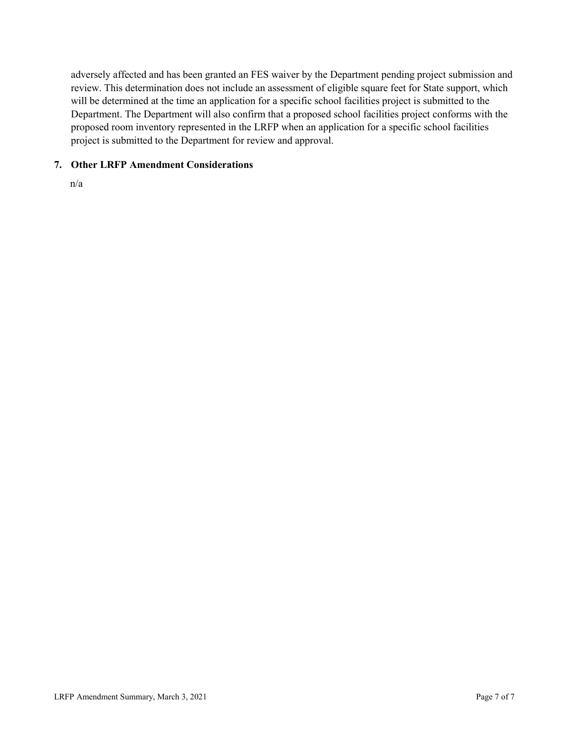adversely affected and has been granted an FES waiver by the Department pending project submission and review. This determination does not include an assessment of eligible square feet for State support, which will be determined at the time an application for a specific school facilities project is submitted to the Department. The Department will also confirm that a proposed school facilities project conforms with the proposed room inventory represented in the LRFP when an application for a specific school facilities project is submitted to the Department for review and approval.

## 7. Other LRFP Amendment Considerations

n/a